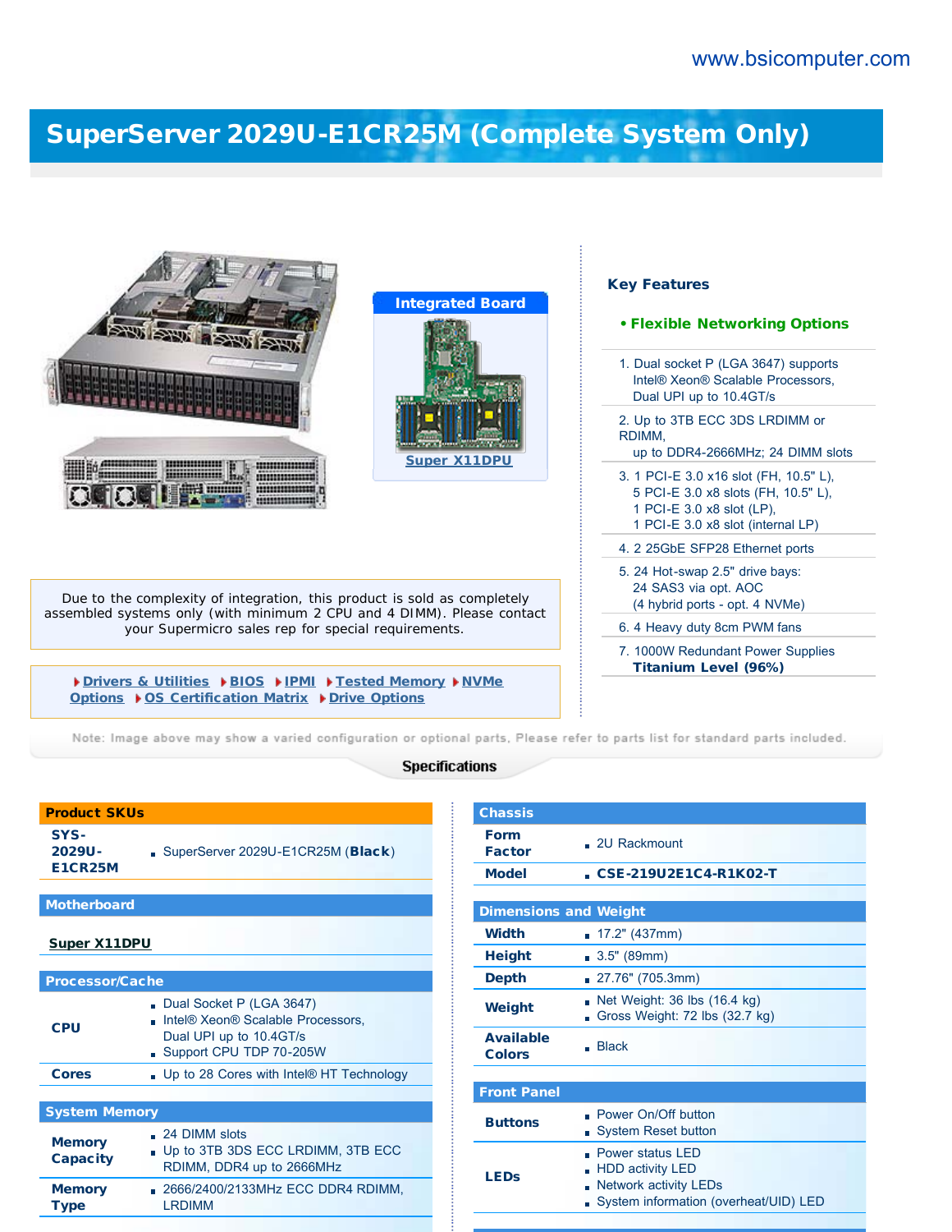www.bsicomputer.com

# SuperServer 2029U-E1CR25M (Complete System Only)

**Integrated Board**

Super X11DPU

## Key Features

**• Flexible Networking Options**

1. Dual socket P (LGA 3647) supports Intel® Xeon® Scalable Processors, Dual UPI up to 10.4GT/s
2. Up to 3TB ECC 3DS LRDIMM or RDIMM, up to DDR4-2666MHz; 24 DIMM slots
3. 1 PCI-E 3.0 x16 slot (FH, 10.5" L), 5 PCI-E 3.0 x8 slots (FH, 10.5" L), 1 PCI-E 3.0 x8 slot (LP), 1 PCI-E 3.0 x8 slot (internal LP)
4. 2 25GbE SFP28 Ethernet ports
5. 24 Hot-swap 2.5" drive bays: 24 SAS3 via opt. AOC (4 hybrid ports - opt. 4 NVMe)
6. 4 Heavy duty 8cm PWM fans
7. 1000W Redundant Power Supplies **Titanium Level (96%)**

Due to the complexity of integration, this product is sold as completely assembled systems only (with minimum 2 CPU and 4 DIMM). Please contact your Supermicro sales rep for special requirements.

Drivers & Utilities | BIOS | IPMI | Tested Memory | NVMe Options | OS Certification Matrix | Drive Options

Note: Image above may show a varied configuration or optional parts, Please refer to parts list for standard parts included.

## Specifications

### Product SKUs

| | |
|---|---|
| **SYS-2029U-E1CR25M** | SuperServer 2029U-E1CR25M (**Black**) |

### Motherboard

Super X11DPU

### Processor/Cache

| | |
|---|---|
| **CPU** | Dual Socket P (LGA 3647)<br>Intel® Xeon® Scalable Processors, Dual UPI up to 10.4GT/s<br>Support CPU TDP 70-205W |
| **Cores** | Up to 28 Cores with Intel® HT Technology |

### System Memory

| | |
|---|---|
| **Memory Capacity** | 24 DIMM slots<br>Up to 3TB 3DS ECC LRDIMM, 3TB ECC RDIMM, DDR4 up to 2666MHz |
| **Memory Type** | 2666/2400/2133MHz ECC DDR4 RDIMM, LRDIMM |

### Chassis

| | |
|---|---|
| **Form Factor** | 2U Rackmount |
| **Model** | **CSE-219U2E1C4-R1K02-T** |

### Dimensions and Weight

| | |
|---|---|
| **Width** | 17.2" (437mm) |
| **Height** | 3.5" (89mm) |
| **Depth** | 27.76" (705.3mm) |
| **Weight** | Net Weight: 36 lbs (16.4 kg)<br>Gross Weight: 72 lbs (32.7 kg) |
| **Available Colors** | Black |

### Front Panel

| | |
|---|---|
| **Buttons** | Power On/Off button<br>System Reset button |
| **LEDs** | Power status LED<br>HDD activity LED<br>Network activity LEDs<br>System information (overheat/UID) LED |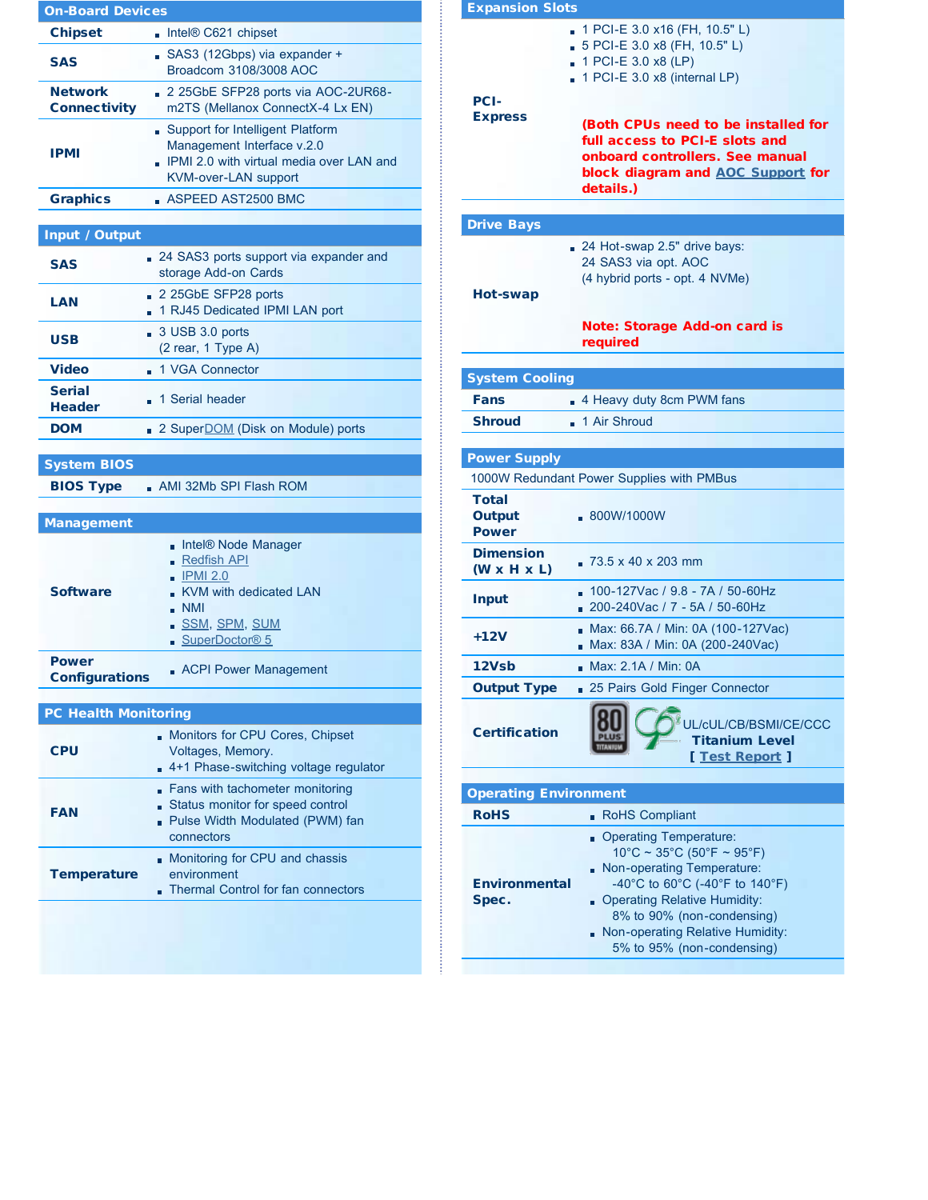## On-Board Devices

| | |
|---|---|
| **Chipset** | Intel® C621 chipset |
| **SAS** | SAS3 (12Gbps) via expander + Broadcom 3108/3008 AOC |
| **Network Connectivity** | 2 25GbE SFP28 ports via AOC-2UR68-m2TS (Mellanox ConnectX-4 Lx EN) |
| **IPMI** | Support for Intelligent Platform Management Interface v.2.0<br>IPMI 2.0 with virtual media over LAN and KVM-over-LAN support |
| **Graphics** | ASPEED AST2500 BMC |

## Input / Output

| | |
|---|---|
| **SAS** | 24 SAS3 ports support via expander and storage Add-on Cards |
| **LAN** | 2 25GbE SFP28 ports<br>1 RJ45 Dedicated IPMI LAN port |
| **USB** | 3 USB 3.0 ports (2 rear, 1 Type A) |
| **Video** | 1 VGA Connector |
| **Serial Header** | 1 Serial header |
| **DOM** | 2 SuperDOM (Disk on Module) ports |

## System BIOS

| | |
|---|---|
| **BIOS Type** | AMI 32Mb SPI Flash ROM |

## Management

| | |
|---|---|
| **Software** | Intel® Node Manager<br>Redfish API<br>IPMI 2.0<br>KVM with dedicated LAN<br>NMI<br>SSM, SPM, SUM<br>SuperDoctor® 5 |
| **Power Configurations** | ACPI Power Management |

## PC Health Monitoring

| | |
|---|---|
| **CPU** | Monitors for CPU Cores, Chipset Voltages, Memory.<br>4+1 Phase-switching voltage regulator |
| **FAN** | Fans with tachometer monitoring<br>Status monitor for speed control<br>Pulse Width Modulated (PWM) fan connectors |
| **Temperature** | Monitoring for CPU and chassis environment<br>Thermal Control for fan connectors |

## Expansion Slots

| | |
|---|---|
| **PCI-Express** | 1 PCI-E 3.0 x16 (FH, 10.5" L)<br>5 PCI-E 3.0 x8 (FH, 10.5" L)<br>1 PCI-E 3.0 x8 (LP)<br>1 PCI-E 3.0 x8 (internal LP)<br><br>**(Both CPUs need to be installed for full access to PCI-E slots and onboard controllers. See manual block diagram and AOC Support for details.)** |

## Drive Bays

| | |
|---|---|
| **Hot-swap** | 24 Hot-swap 2.5" drive bays:<br>24 SAS3 via opt. AOC<br>(4 hybrid ports - opt. 4 NVMe)<br><br>**Note: Storage Add-on card is required** |

## System Cooling

| | |
|---|---|
| **Fans** | 4 Heavy duty 8cm PWM fans |
| **Shroud** | 1 Air Shroud |

## Power Supply

1000W Redundant Power Supplies with PMBus

| | |
|---|---|
| **Total Output Power** | 800W/1000W |
| **Dimension (W x H x L)** | 73.5 x 40 x 203 mm |
| **Input** | 100-127Vac / 9.8 - 7A / 50-60Hz<br>200-240Vac / 7 - 5A / 50-60Hz |
| **+12V** | Max: 66.7A / Min: 0A (100-127Vac)<br>Max: 83A / Min: 0A (200-240Vac) |
| **12Vsb** | Max: 2.1A / Min: 0A |
| **Output Type** | 25 Pairs Gold Finger Connector |
| **Certification** | UL/cUL/CB/BSMI/CE/CCC<br>**Titanium Level**<br>[ Test Report ] |

## Operating Environment

| | |
|---|---|
| **RoHS** | RoHS Compliant |
| **Environmental Spec.** | Operating Temperature: 10°C ~ 35°C (50°F ~ 95°F)<br>Non-operating Temperature: -40°C to 60°C (-40°F to 140°F)<br>Operating Relative Humidity: 8% to 90% (non-condensing)<br>Non-operating Relative Humidity: 5% to 95% (non-condensing) |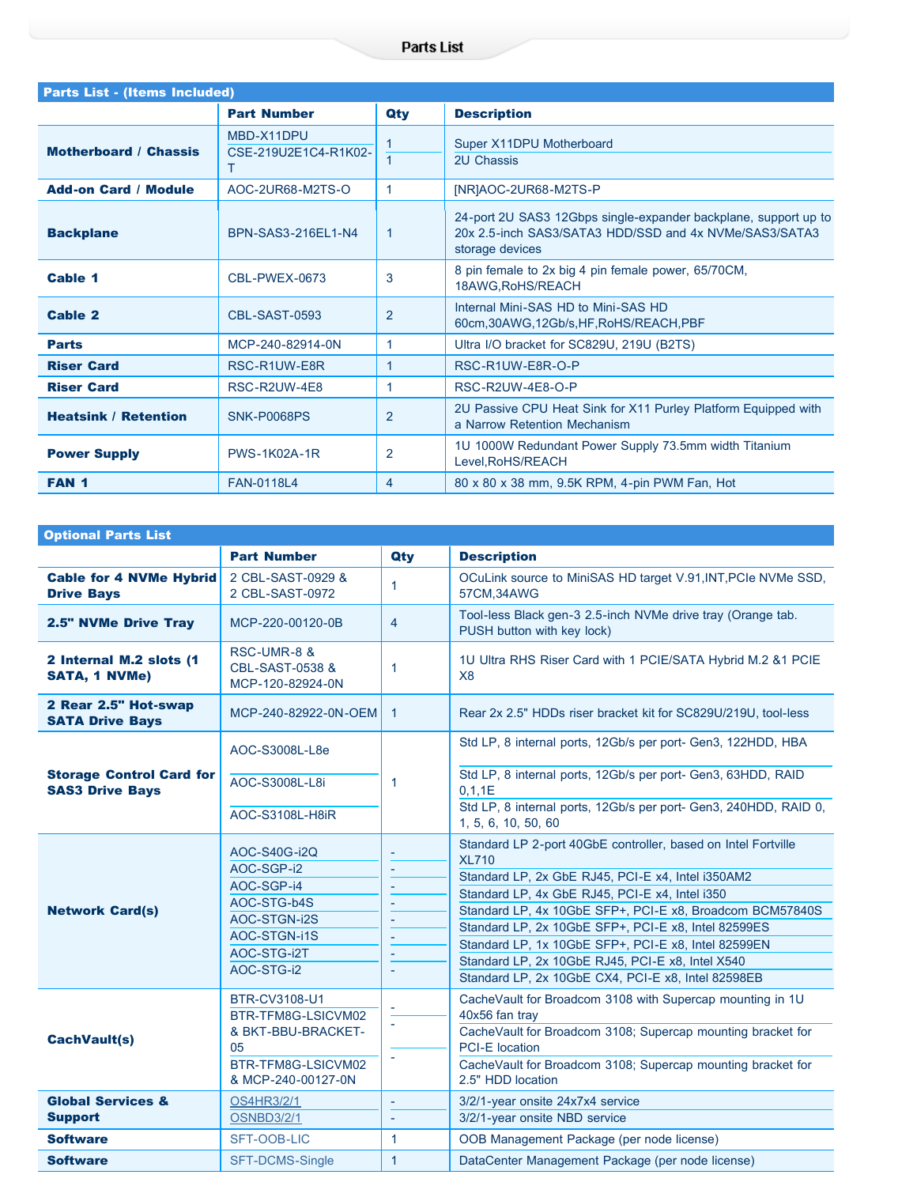# Parts List

| Parts List - (Items Included) | | | |
|---|---|---|---|
| | **Part Number** | **Qty** | **Description** |
| **Motherboard / Chassis** | MBD-X11DPU | 1 | Super X11DPU Motherboard |
| | CSE-219U2E1C4-R1K02-T | 1 | 2U Chassis |
| **Add-on Card / Module** | AOC-2UR68-M2TS-O | 1 | [NR]AOC-2UR68-M2TS-P |
| **Backplane** | BPN-SAS3-216EL1-N4 | 1 | 24-port 2U SAS3 12Gbps single-expander backplane, support up to 20x 2.5-inch SAS3/SATA3 HDD/SSD and 4x NVMe/SAS3/SATA3 storage devices |
| **Cable 1** | CBL-PWEX-0673 | 3 | 8 pin female to 2x big 4 pin female power, 65/70CM, 18AWG,RoHS/REACH |
| **Cable 2** | CBL-SAST-0593 | 2 | Internal Mini-SAS HD to Mini-SAS HD 60cm,30AWG,12Gb/s,HF,RoHS/REACH,PBF |
| **Parts** | MCP-240-82914-0N | 1 | Ultra I/O bracket for SC829U, 219U (B2TS) |
| **Riser Card** | RSC-R1UW-E8R | 1 | RSC-R1UW-E8R-O-P |
| **Riser Card** | RSC-R2UW-4E8 | 1 | RSC-R2UW-4E8-O-P |
| **Heatsink / Retention** | SNK-P0068PS | 2 | 2U Passive CPU Heat Sink for X11 Purley Platform Equipped with a Narrow Retention Mechanism |
| **Power Supply** | PWS-1K02A-1R | 2 | 1U 1000W Redundant Power Supply 73.5mm width Titanium Level,RoHS/REACH |
| **FAN 1** | FAN-0118L4 | 4 | 80 x 80 x 38 mm, 9.5K RPM, 4-pin PWM Fan, Hot |

| Optional Parts List | | | |
|---|---|---|---|
| | **Part Number** | **Qty** | **Description** |
| **Cable for 4 NVMe Hybrid Drive Bays** | 2 CBL-SAST-0929 & 2 CBL-SAST-0972 | 1 | OCuLink source to MiniSAS HD target V.91,INT,PCIe NVMe SSD, 57CM,34AWG |
| **2.5" NVMe Drive Tray** | MCP-220-00120-0B | 4 | Tool-less Black gen-3 2.5-inch NVMe drive tray (Orange tab. PUSH button with key lock) |
| **2 Internal M.2 slots (1 SATA, 1 NVMe)** | RSC-UMR-8 & CBL-SAST-0538 & MCP-120-82924-0N | 1 | 1U Ultra RHS Riser Card with 1 PCIE/SATA Hybrid M.2 &1 PCIE X8 |
| **2 Rear 2.5" Hot-swap SATA Drive Bays** | MCP-240-82922-0N-OEM | 1 | Rear 2x 2.5" HDDs riser bracket kit for SC829U/219U, tool-less |
| **Storage Control Card for SAS3 Drive Bays** | AOC-S3008L-L8e | 1 | Std LP, 8 internal ports, 12Gb/s per port- Gen3, 122HDD, HBA |
| | AOC-S3008L-L8i | | Std LP, 8 internal ports, 12Gb/s per port- Gen3, 63HDD, RAID 0,1,1E |
| | AOC-S3108L-H8iR | | Std LP, 8 internal ports, 12Gb/s per port- Gen3, 240HDD, RAID 0, 1, 5, 6, 10, 50, 60 |
| **Network Card(s)** | AOC-S40G-i2Q | - | Standard LP 2-port 40GbE controller, based on Intel Fortville XL710 |
| | AOC-SGP-i2 | - | Standard LP, 2x GbE RJ45, PCI-E x4, Intel i350AM2 |
| | AOC-SGP-i4 | - | Standard LP, 4x GbE RJ45, PCI-E x4, Intel i350 |
| | AOC-STG-b4S | - | Standard LP, 4x 10GbE SFP+, PCI-E x8, Broadcom BCM57840S |
| | AOC-STGN-i2S | - | Standard LP, 2x 10GbE SFP+, PCI-E x8, Intel 82599ES |
| | AOC-STGN-i1S | - | Standard LP, 1x 10GbE SFP+, PCI-E x8, Intel 82599EN |
| | AOC-STG-i2T | - | Standard LP, 2x 10GbE RJ45, PCI-E x8, Intel X540 |
| | AOC-STG-i2 | - | Standard LP, 2x 10GbE CX4, PCI-E x8, Intel 82598EB |
| **CachVault(s)** | BTR-CV3108-U1 | - | CacheVault for Broadcom 3108 with Supercap mounting in 1U 40x56 fan tray |
| | BTR-TFM8G-LSICVM02 & BKT-BBU-BRACKET-05 | - | CacheVault for Broadcom 3108; Supercap mounting bracket for PCI-E location |
| | BTR-TFM8G-LSICVM02 & MCP-240-00127-0N | - | CacheVault for Broadcom 3108; Supercap mounting bracket for 2.5" HDD location |
| **Global Services & Support** | OS4HR3/2/1 | - | 3/2/1-year onsite 24x7x4 service |
| | OSNBD3/2/1 | - | 3/2/1-year onsite NBD service |
| **Software** | SFT-OOB-LIC | 1 | OOB Management Package (per node license) |
| **Software** | SFT-DCMS-Single | 1 | DataCenter Management Package (per node license) |